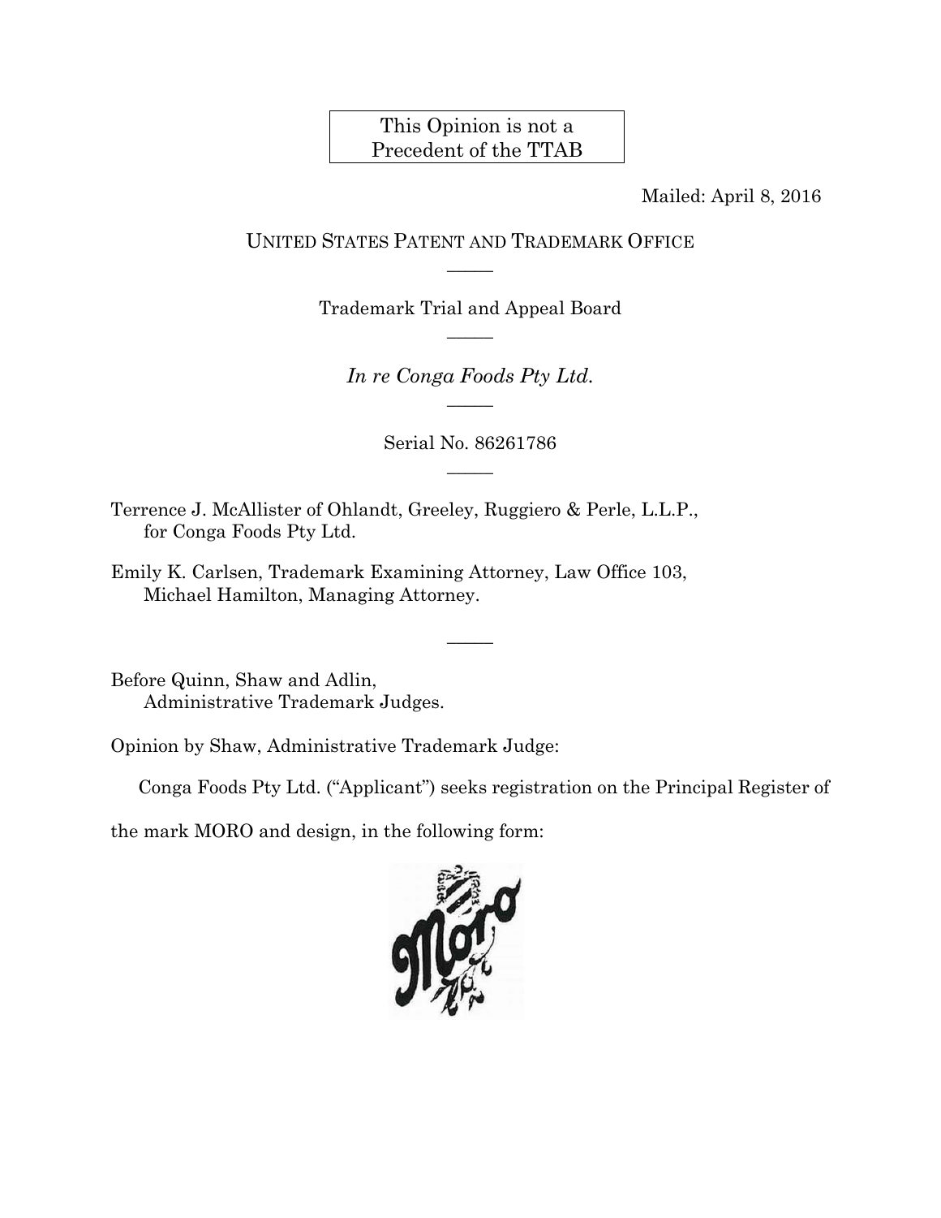This Opinion is not a Precedent of the TTAB

Mailed: April 8, 2016

UNITED STATES PATENT AND TRADEMARK OFFICE

—

Trademark Trial and Appeal Board

—

*In re Conga Foods Pty Ltd.*

—

Serial No. 86261786

—

Terrence J. McAllister of Ohlandt, Greeley, Ruggiero & Perle, L.L.P., for Conga Foods Pty Ltd.

Emily K. Carlsen, Trademark Examining Attorney, Law Office 103, Michael Hamilton, Managing Attorney.

—

Before Quinn, Shaw and Adlin, Administrative Trademark Judges.

Opinion by Shaw, Administrative Trademark Judge:

Conga Foods Pty Ltd. ("Applicant") seeks registration on the Principal Register of the mark MORO and design, in the following form: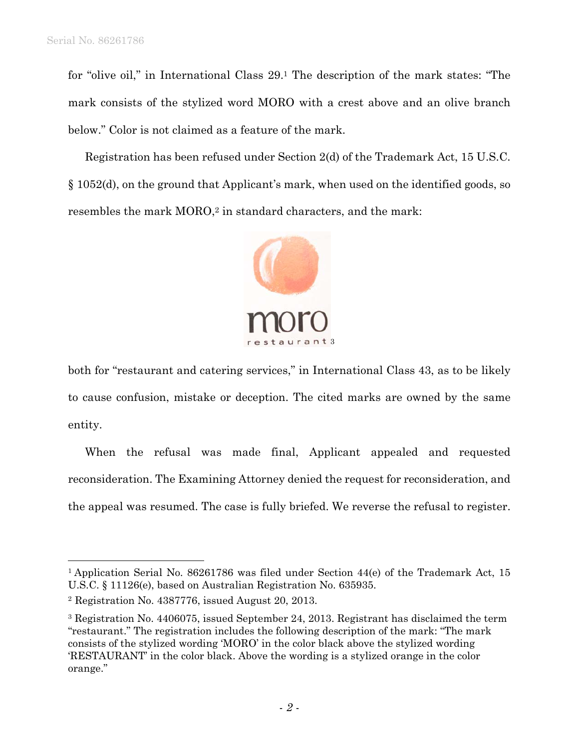for "olive oil," in International Class 29.[1] The description of the mark states: "The mark consists of the stylized word MORO with a crest above and an olive branch below." Color is not claimed as a feature of the mark.

Registration has been refused under Section 2(d) of the Trademark Act, 15 U.S.C. § 1052(d), on the ground that Applicant's mark, when used on the identified goods, so resembles the mark MORO,[2] in standard characters, and the mark:

moro
restaurant[3]

both for "restaurant and catering services," in International Class 43, as to be likely to cause confusion, mistake or deception. The cited marks are owned by the same entity.

When the refusal was made final, Applicant appealed and requested reconsideration. The Examining Attorney denied the request for reconsideration, and the appeal was resumed. The case is fully briefed. We reverse the refusal to register.

---

[1] Application Serial No. 86261786 was filed under Section 44(e) of the Trademark Act, 15 U.S.C. § 11126(e), based on Australian Registration No. 635935.

[2] Registration No. 4387776, issued August 20, 2013.

[3] Registration No. 4406075, issued September 24, 2013. Registrant has disclaimed the term "restaurant." The registration includes the following description of the mark: "The mark consists of the stylized wording 'MORO' in the color black above the stylized wording 'RESTAURANT' in the color black. Above the wording is a stylized orange in the color orange."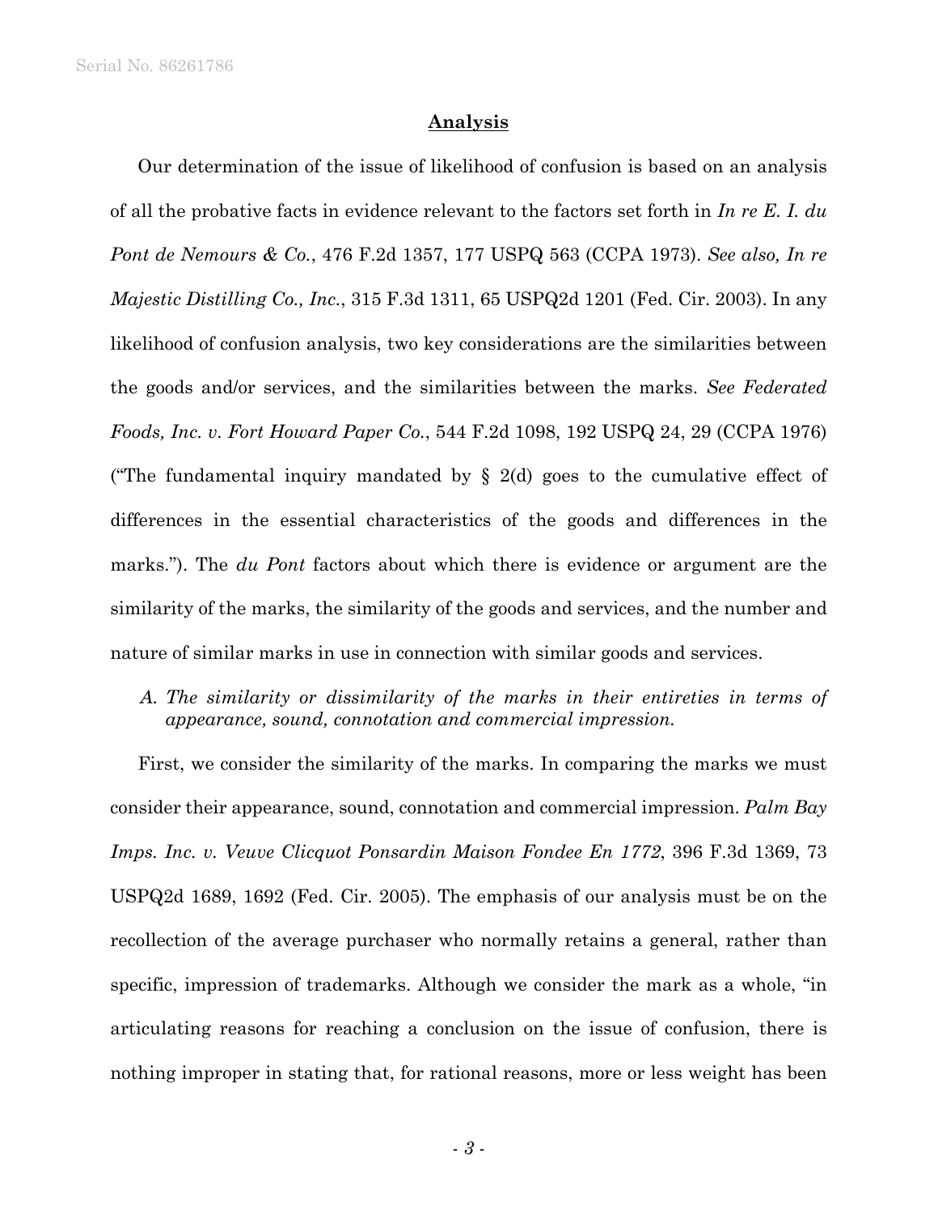## Analysis

Our determination of the issue of likelihood of confusion is based on an analysis of all the probative facts in evidence relevant to the factors set forth in *In re E. I. du Pont de Nemours & Co.*, 476 F.2d 1357, 177 USPQ 563 (CCPA 1973). *See also, In re Majestic Distilling Co., Inc.*, 315 F.3d 1311, 65 USPQ2d 1201 (Fed. Cir. 2003). In any likelihood of confusion analysis, two key considerations are the similarities between the goods and/or services, and the similarities between the marks. *See Federated Foods, Inc. v. Fort Howard Paper Co.*, 544 F.2d 1098, 192 USPQ 24, 29 (CCPA 1976) ("The fundamental inquiry mandated by § 2(d) goes to the cumulative effect of differences in the essential characteristics of the goods and differences in the marks."). The *du Pont* factors about which there is evidence or argument are the similarity of the marks, the similarity of the goods and services, and the number and nature of similar marks in use in connection with similar goods and services.

*A. The similarity or dissimilarity of the marks in their entireties in terms of appearance, sound, connotation and commercial impression.*

First, we consider the similarity of the marks. In comparing the marks we must consider their appearance, sound, connotation and commercial impression. *Palm Bay Imps. Inc. v. Veuve Clicquot Ponsardin Maison Fondee En 1772*, 396 F.3d 1369, 73 USPQ2d 1689, 1692 (Fed. Cir. 2005). The emphasis of our analysis must be on the recollection of the average purchaser who normally retains a general, rather than specific, impression of trademarks. Although we consider the mark as a whole, "in articulating reasons for reaching a conclusion on the issue of confusion, there is nothing improper in stating that, for rational reasons, more or less weight has been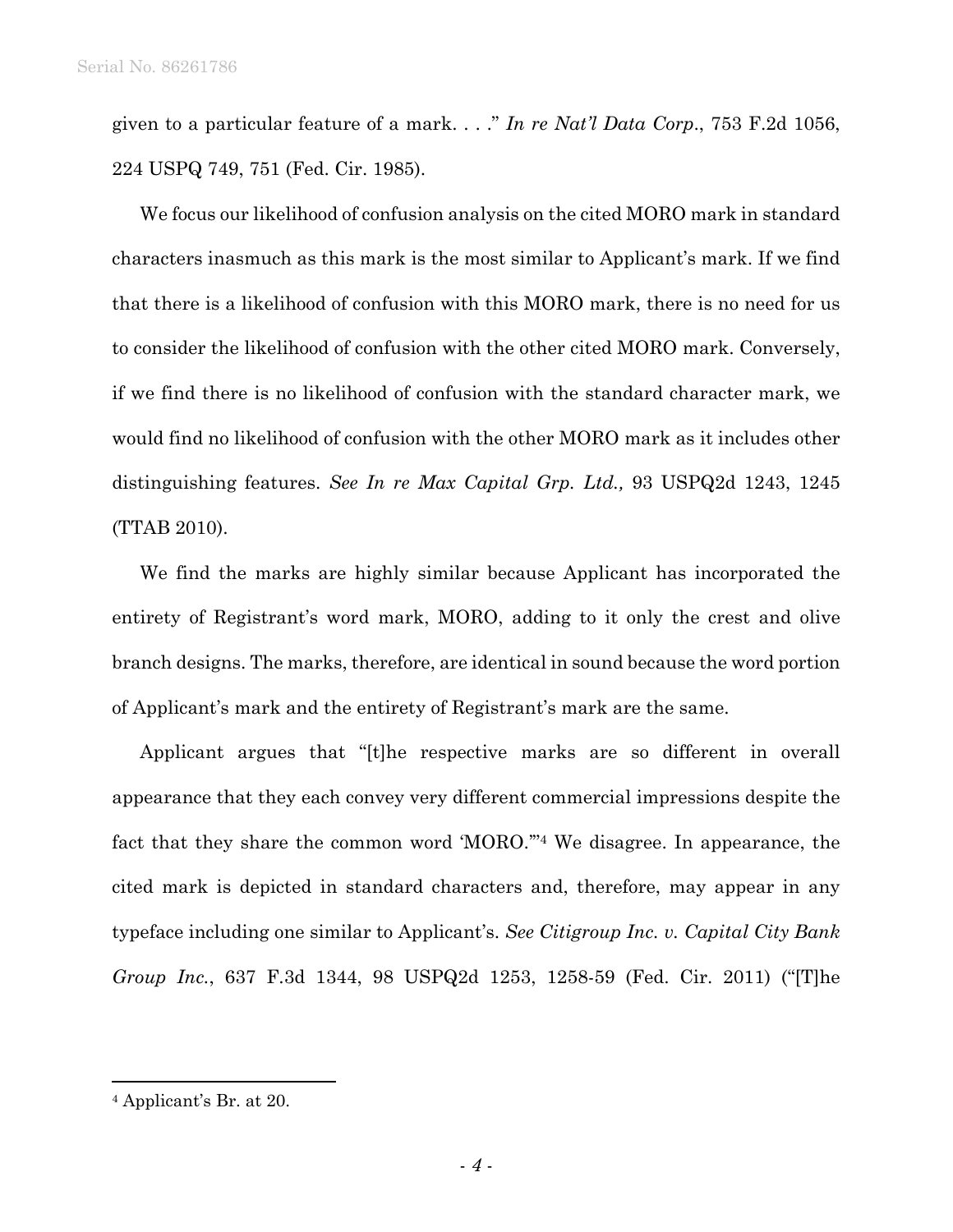given to a particular feature of a mark. . . ." *In re Nat'l Data Corp.*, 753 F.2d 1056, 224 USPQ 749, 751 (Fed. Cir. 1985).

We focus our likelihood of confusion analysis on the cited MORO mark in standard characters inasmuch as this mark is the most similar to Applicant's mark. If we find that there is a likelihood of confusion with this MORO mark, there is no need for us to consider the likelihood of confusion with the other cited MORO mark. Conversely, if we find there is no likelihood of confusion with the standard character mark, we would find no likelihood of confusion with the other MORO mark as it includes other distinguishing features. *See In re Max Capital Grp. Ltd.,* 93 USPQ2d 1243, 1245 (TTAB 2010).

We find the marks are highly similar because Applicant has incorporated the entirety of Registrant's word mark, MORO, adding to it only the crest and olive branch designs. The marks, therefore, are identical in sound because the word portion of Applicant's mark and the entirety of Registrant's mark are the same.

Applicant argues that "[t]he respective marks are so different in overall appearance that they each convey very different commercial impressions despite the fact that they share the common word 'MORO.'"[4] We disagree. In appearance, the cited mark is depicted in standard characters and, therefore, may appear in any typeface including one similar to Applicant's. *See Citigroup Inc. v. Capital City Bank Group Inc.*, 637 F.3d 1344, 98 USPQ2d 1253, 1258-59 (Fed. Cir. 2011) ("[T]he

---

[4] Applicant's Br. at 20.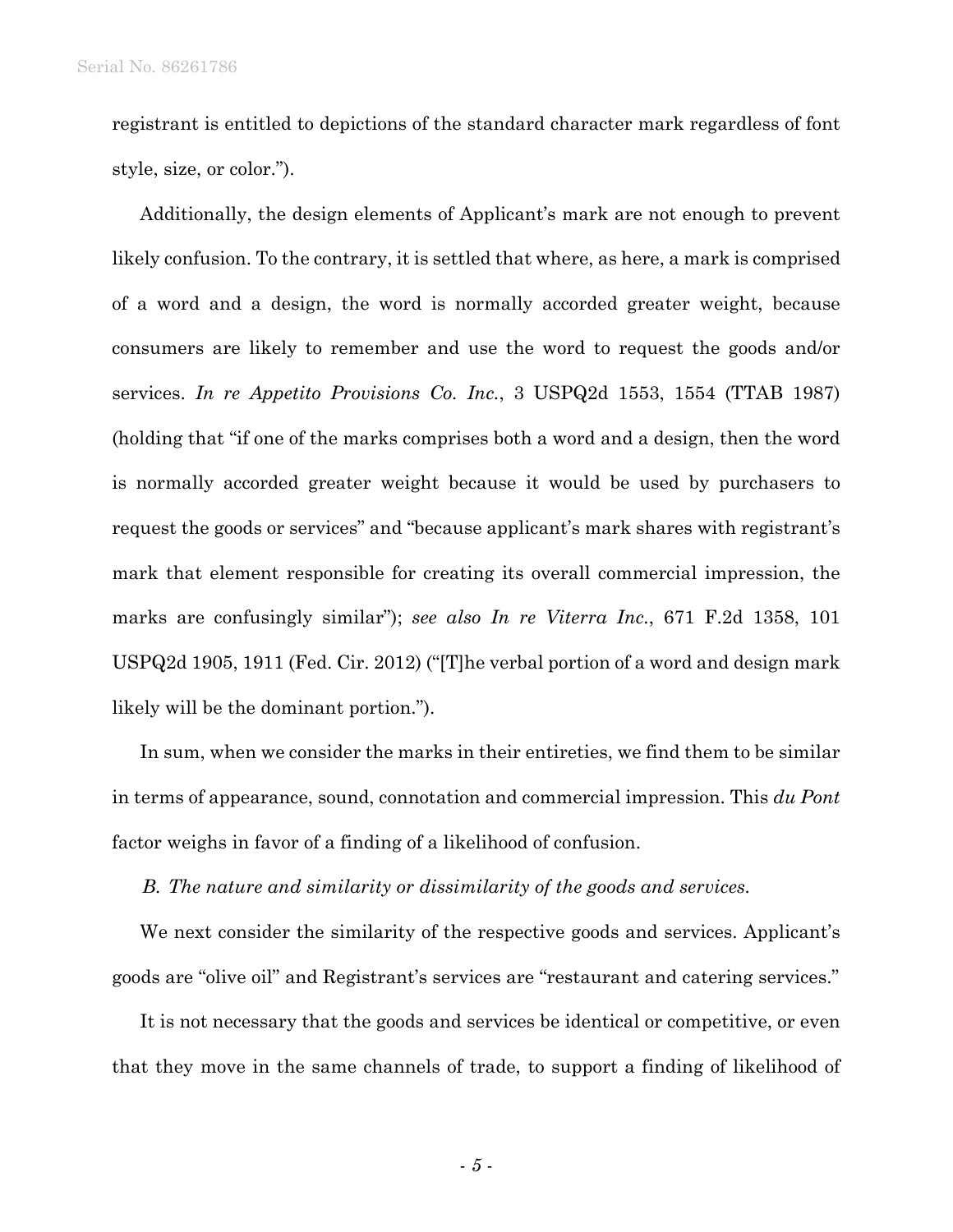registrant is entitled to depictions of the standard character mark regardless of font style, size, or color.").

Additionally, the design elements of Applicant's mark are not enough to prevent likely confusion. To the contrary, it is settled that where, as here, a mark is comprised of a word and a design, the word is normally accorded greater weight, because consumers are likely to remember and use the word to request the goods and/or services. *In re Appetito Provisions Co. Inc.*, 3 USPQ2d 1553, 1554 (TTAB 1987) (holding that "if one of the marks comprises both a word and a design, then the word is normally accorded greater weight because it would be used by purchasers to request the goods or services" and "because applicant's mark shares with registrant's mark that element responsible for creating its overall commercial impression, the marks are confusingly similar"); *see also In re Viterra Inc.*, 671 F.2d 1358, 101 USPQ2d 1905, 1911 (Fed. Cir. 2012) ("[T]he verbal portion of a word and design mark likely will be the dominant portion.").

In sum, when we consider the marks in their entireties, we find them to be similar in terms of appearance, sound, connotation and commercial impression. This *du Pont* factor weighs in favor of a finding of a likelihood of confusion.

*B. The nature and similarity or dissimilarity of the goods and services.*

We next consider the similarity of the respective goods and services. Applicant's goods are "olive oil" and Registrant's services are "restaurant and catering services."

It is not necessary that the goods and services be identical or competitive, or even that they move in the same channels of trade, to support a finding of likelihood of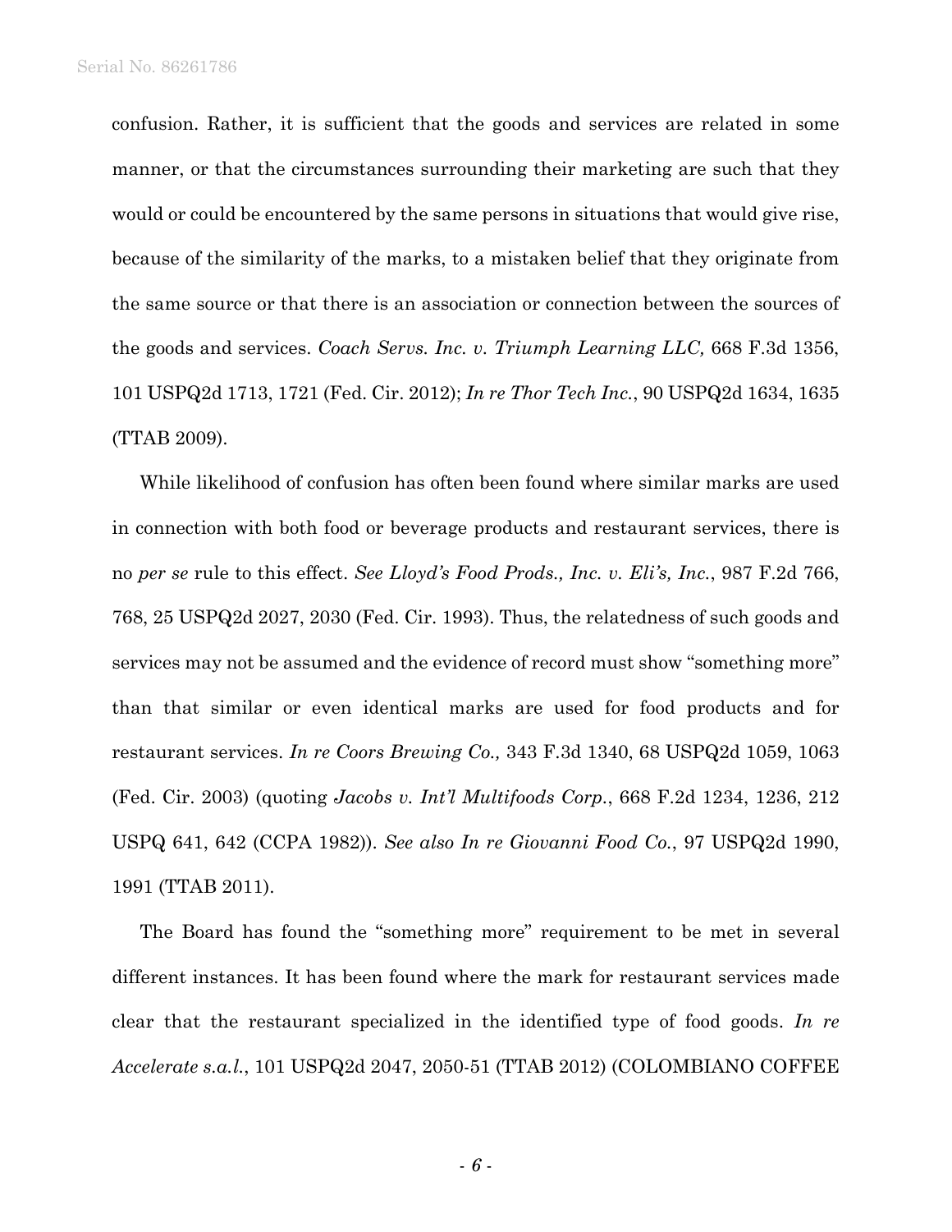confusion. Rather, it is sufficient that the goods and services are related in some manner, or that the circumstances surrounding their marketing are such that they would or could be encountered by the same persons in situations that would give rise, because of the similarity of the marks, to a mistaken belief that they originate from the same source or that there is an association or connection between the sources of the goods and services. *Coach Servs. Inc. v. Triumph Learning LLC,* 668 F.3d 1356, 101 USPQ2d 1713, 1721 (Fed. Cir. 2012); *In re Thor Tech Inc.*, 90 USPQ2d 1634, 1635 (TTAB 2009).

While likelihood of confusion has often been found where similar marks are used in connection with both food or beverage products and restaurant services, there is no *per se* rule to this effect. *See Lloyd's Food Prods., Inc. v. Eli's, Inc.*, 987 F.2d 766, 768, 25 USPQ2d 2027, 2030 (Fed. Cir. 1993). Thus, the relatedness of such goods and services may not be assumed and the evidence of record must show "something more" than that similar or even identical marks are used for food products and for restaurant services. *In re Coors Brewing Co.,* 343 F.3d 1340, 68 USPQ2d 1059, 1063 (Fed. Cir. 2003) (quoting *Jacobs v. Int'l Multifoods Corp.*, 668 F.2d 1234, 1236, 212 USPQ 641, 642 (CCPA 1982)). *See also In re Giovanni Food Co.*, 97 USPQ2d 1990, 1991 (TTAB 2011).

The Board has found the "something more" requirement to be met in several different instances. It has been found where the mark for restaurant services made clear that the restaurant specialized in the identified type of food goods. *In re Accelerate s.a.l.*, 101 USPQ2d 2047, 2050-51 (TTAB 2012) (COLOMBIANO COFFEE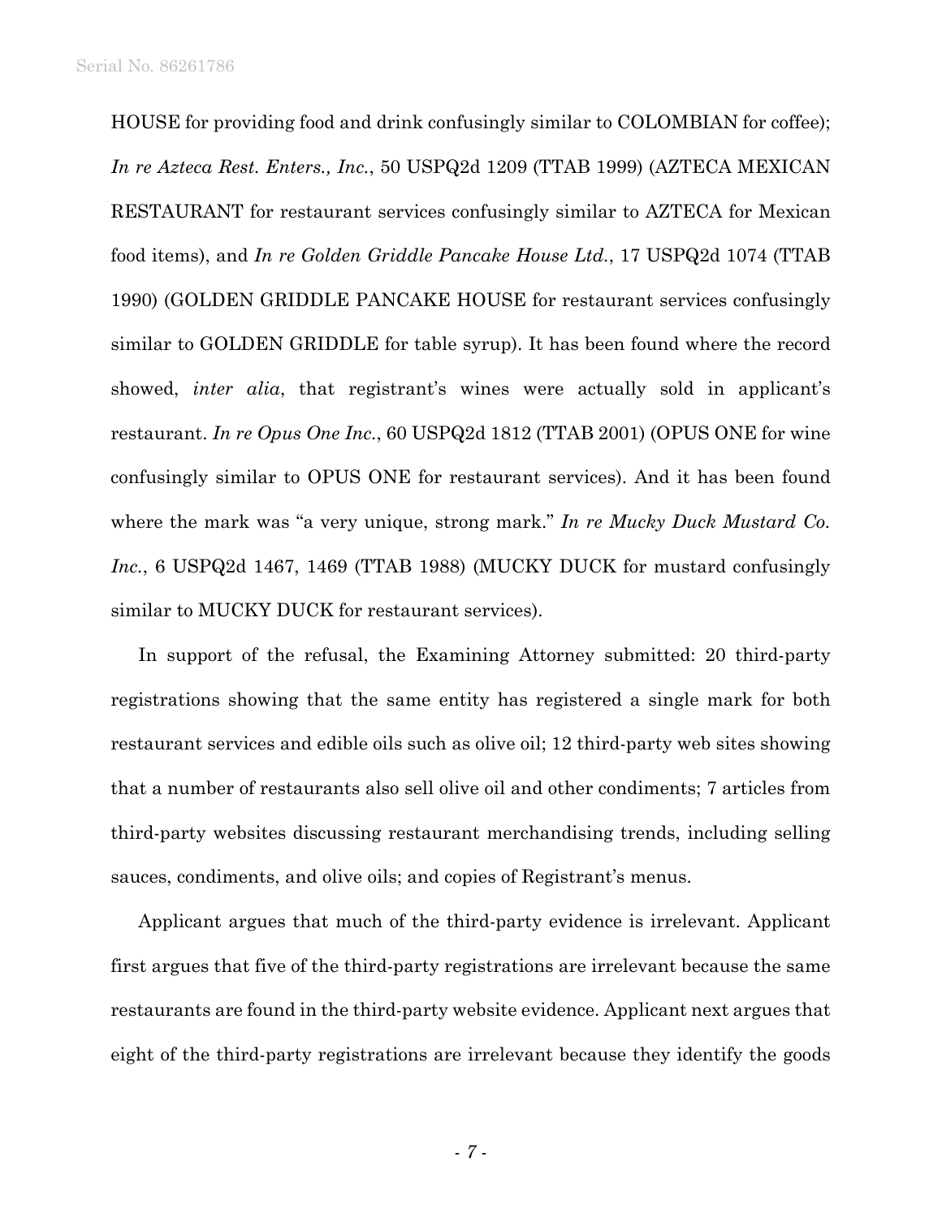HOUSE for providing food and drink confusingly similar to COLOMBIAN for coffee); *In re Azteca Rest. Enters., Inc.*, 50 USPQ2d 1209 (TTAB 1999) (AZTECA MEXICAN RESTAURANT for restaurant services confusingly similar to AZTECA for Mexican food items), and *In re Golden Griddle Pancake House Ltd.*, 17 USPQ2d 1074 (TTAB 1990) (GOLDEN GRIDDLE PANCAKE HOUSE for restaurant services confusingly similar to GOLDEN GRIDDLE for table syrup). It has been found where the record showed, *inter alia*, that registrant's wines were actually sold in applicant's restaurant. *In re Opus One Inc.*, 60 USPQ2d 1812 (TTAB 2001) (OPUS ONE for wine confusingly similar to OPUS ONE for restaurant services). And it has been found where the mark was "a very unique, strong mark." *In re Mucky Duck Mustard Co. Inc.*, 6 USPQ2d 1467, 1469 (TTAB 1988) (MUCKY DUCK for mustard confusingly similar to MUCKY DUCK for restaurant services).

In support of the refusal, the Examining Attorney submitted: 20 third-party registrations showing that the same entity has registered a single mark for both restaurant services and edible oils such as olive oil; 12 third-party web sites showing that a number of restaurants also sell olive oil and other condiments; 7 articles from third-party websites discussing restaurant merchandising trends, including selling sauces, condiments, and olive oils; and copies of Registrant's menus.

Applicant argues that much of the third-party evidence is irrelevant. Applicant first argues that five of the third-party registrations are irrelevant because the same restaurants are found in the third-party website evidence. Applicant next argues that eight of the third-party registrations are irrelevant because they identify the goods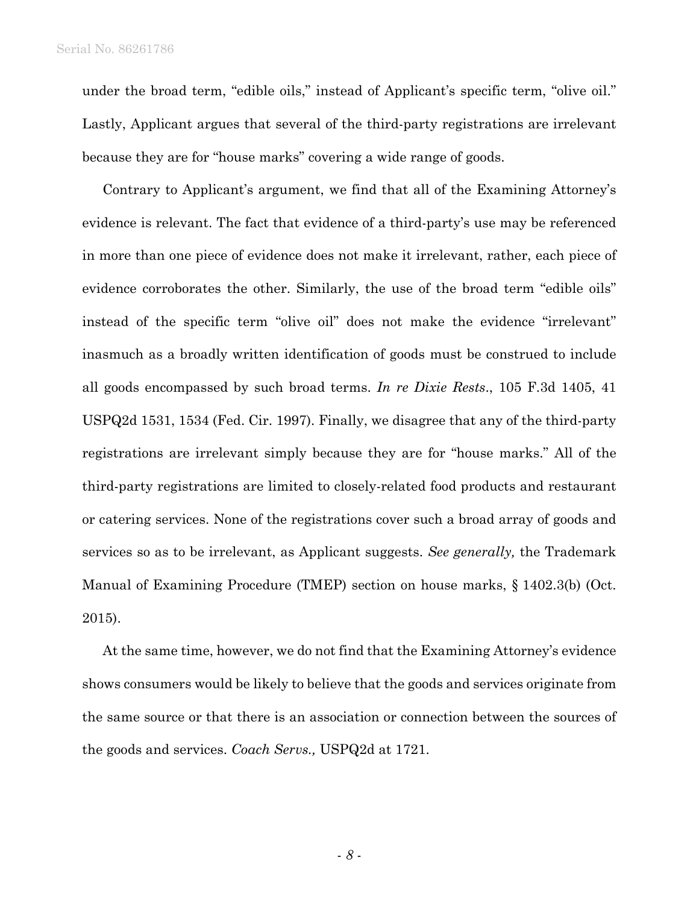under the broad term, "edible oils," instead of Applicant's specific term, "olive oil." Lastly, Applicant argues that several of the third-party registrations are irrelevant because they are for "house marks" covering a wide range of goods.

Contrary to Applicant's argument, we find that all of the Examining Attorney's evidence is relevant. The fact that evidence of a third-party's use may be referenced in more than one piece of evidence does not make it irrelevant, rather, each piece of evidence corroborates the other. Similarly, the use of the broad term "edible oils" instead of the specific term "olive oil" does not make the evidence "irrelevant" inasmuch as a broadly written identification of goods must be construed to include all goods encompassed by such broad terms. *In re Dixie Rests*., 105 F.3d 1405, 41 USPQ2d 1531, 1534 (Fed. Cir. 1997). Finally, we disagree that any of the third-party registrations are irrelevant simply because they are for "house marks." All of the third-party registrations are limited to closely-related food products and restaurant or catering services. None of the registrations cover such a broad array of goods and services so as to be irrelevant, as Applicant suggests. *See generally,* the Trademark Manual of Examining Procedure (TMEP) section on house marks, § 1402.3(b) (Oct. 2015).

At the same time, however, we do not find that the Examining Attorney's evidence shows consumers would be likely to believe that the goods and services originate from the same source or that there is an association or connection between the sources of the goods and services. *Coach Servs.,* USPQ2d at 1721.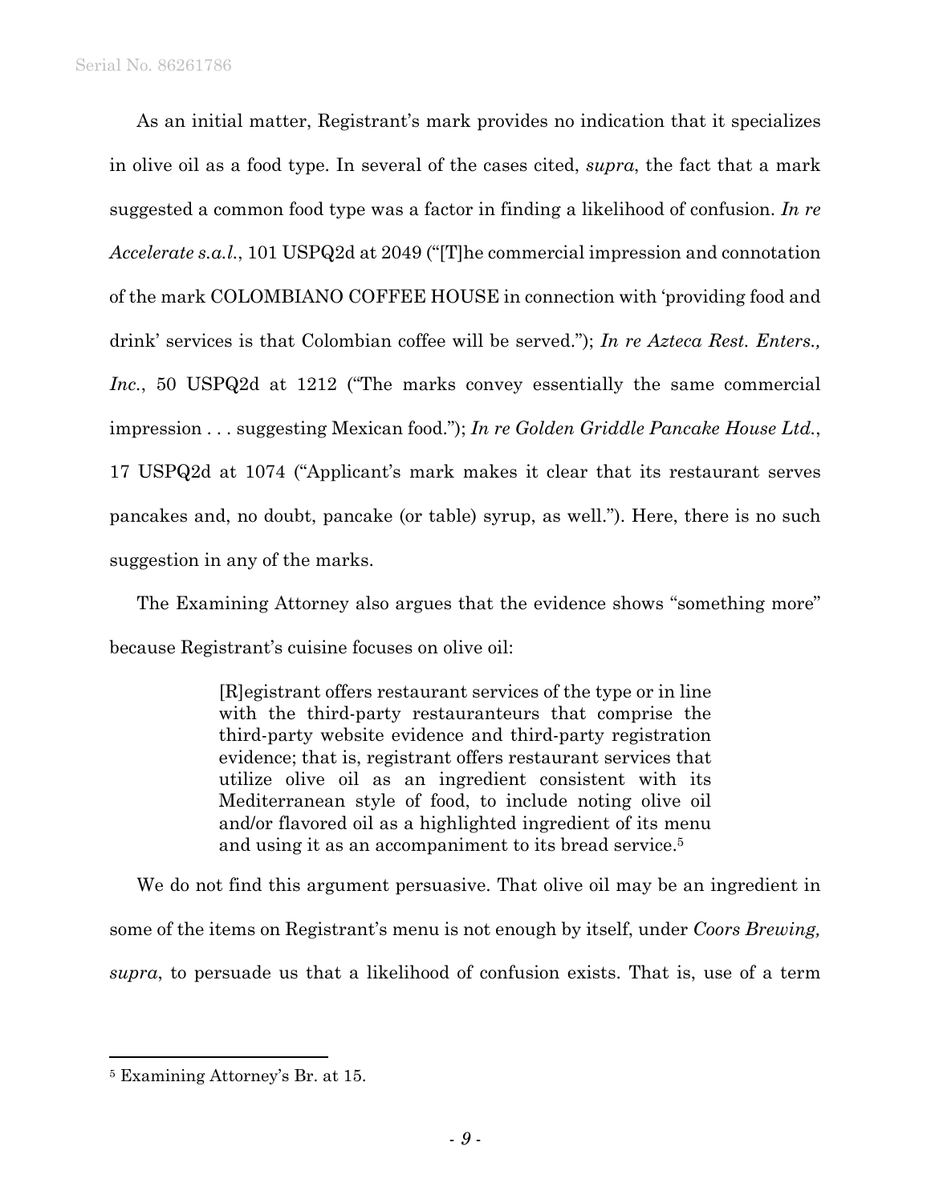As an initial matter, Registrant's mark provides no indication that it specializes in olive oil as a food type. In several of the cases cited, *supra*, the fact that a mark suggested a common food type was a factor in finding a likelihood of confusion. *In re Accelerate s.a.l.*, 101 USPQ2d at 2049 ("[T]he commercial impression and connotation of the mark COLOMBIANO COFFEE HOUSE in connection with 'providing food and drink' services is that Colombian coffee will be served."); *In re Azteca Rest. Enters., Inc.*, 50 USPQ2d at 1212 ("The marks convey essentially the same commercial impression . . . suggesting Mexican food."); *In re Golden Griddle Pancake House Ltd.*, 17 USPQ2d at 1074 ("Applicant's mark makes it clear that its restaurant serves pancakes and, no doubt, pancake (or table) syrup, as well."). Here, there is no such suggestion in any of the marks.

The Examining Attorney also argues that the evidence shows "something more" because Registrant's cuisine focuses on olive oil:

> [R]egistrant offers restaurant services of the type or in line with the third-party restauranteurs that comprise the third-party website evidence and third-party registration evidence; that is, registrant offers restaurant services that utilize olive oil as an ingredient consistent with its Mediterranean style of food, to include noting olive oil and/or flavored oil as a highlighted ingredient of its menu and using it as an accompaniment to its bread service.[5]

We do not find this argument persuasive. That olive oil may be an ingredient in some of the items on Registrant's menu is not enough by itself, under *Coors Brewing, supra*, to persuade us that a likelihood of confusion exists. That is, use of a term

---

[5] Examining Attorney's Br. at 15.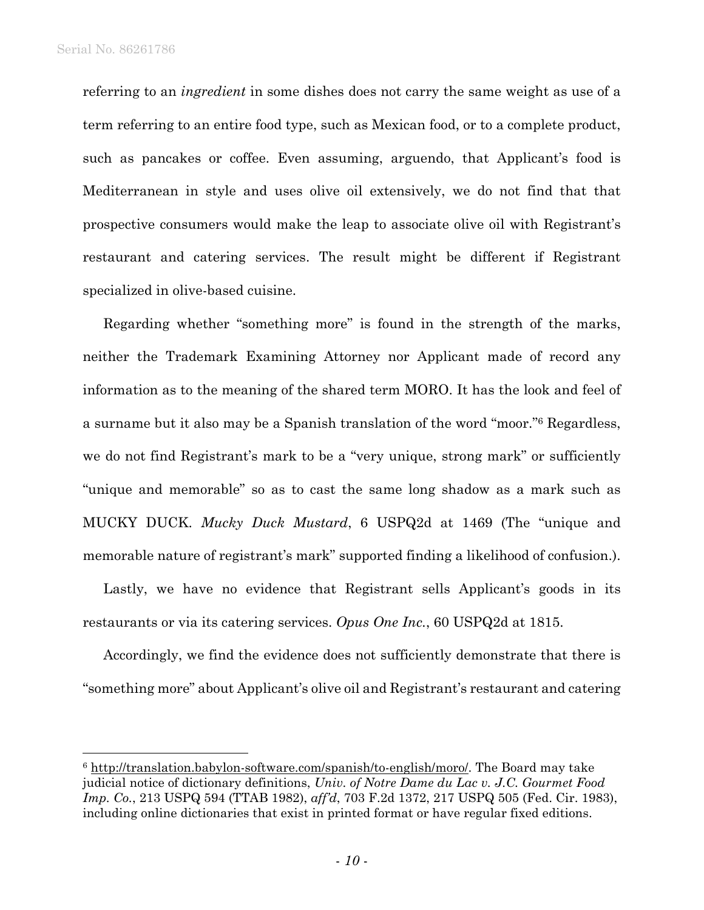referring to an *ingredient* in some dishes does not carry the same weight as use of a term referring to an entire food type, such as Mexican food, or to a complete product, such as pancakes or coffee. Even assuming, arguendo, that Applicant's food is Mediterranean in style and uses olive oil extensively, we do not find that that prospective consumers would make the leap to associate olive oil with Registrant's restaurant and catering services. The result might be different if Registrant specialized in olive-based cuisine.

Regarding whether "something more" is found in the strength of the marks, neither the Trademark Examining Attorney nor Applicant made of record any information as to the meaning of the shared term MORO. It has the look and feel of a surname but it also may be a Spanish translation of the word "moor."[6] Regardless, we do not find Registrant's mark to be a "very unique, strong mark" or sufficiently "unique and memorable" so as to cast the same long shadow as a mark such as MUCKY DUCK. *Mucky Duck Mustard*, 6 USPQ2d at 1469 (The "unique and memorable nature of registrant's mark" supported finding a likelihood of confusion.).

Lastly, we have no evidence that Registrant sells Applicant's goods in its restaurants or via its catering services. *Opus One Inc.*, 60 USPQ2d at 1815.

Accordingly, we find the evidence does not sufficiently demonstrate that there is "something more" about Applicant's olive oil and Registrant's restaurant and catering

---

[6] http://translation.babylon-software.com/spanish/to-english/moro/. The Board may take judicial notice of dictionary definitions, *Univ. of Notre Dame du Lac v. J.C. Gourmet Food Imp. Co.*, 213 USPQ 594 (TTAB 1982), *aff'd*, 703 F.2d 1372, 217 USPQ 505 (Fed. Cir. 1983), including online dictionaries that exist in printed format or have regular fixed editions.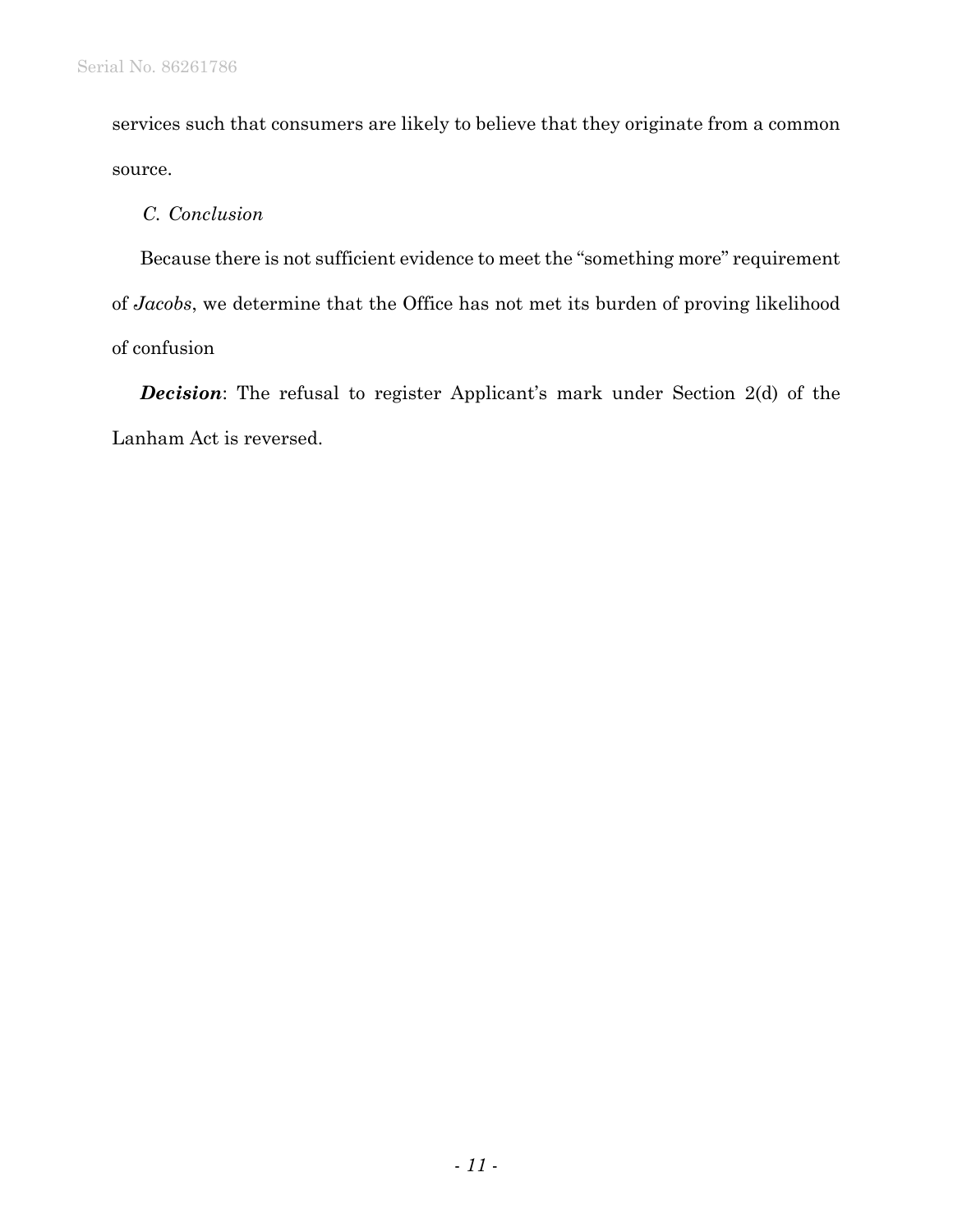services such that consumers are likely to believe that they originate from a common source.

### *C. Conclusion*

Because there is not sufficient evidence to meet the "something more" requirement of *Jacobs*, we determine that the Office has not met its burden of proving likelihood of confusion

***Decision***: The refusal to register Applicant's mark under Section 2(d) of the Lanham Act is reversed.